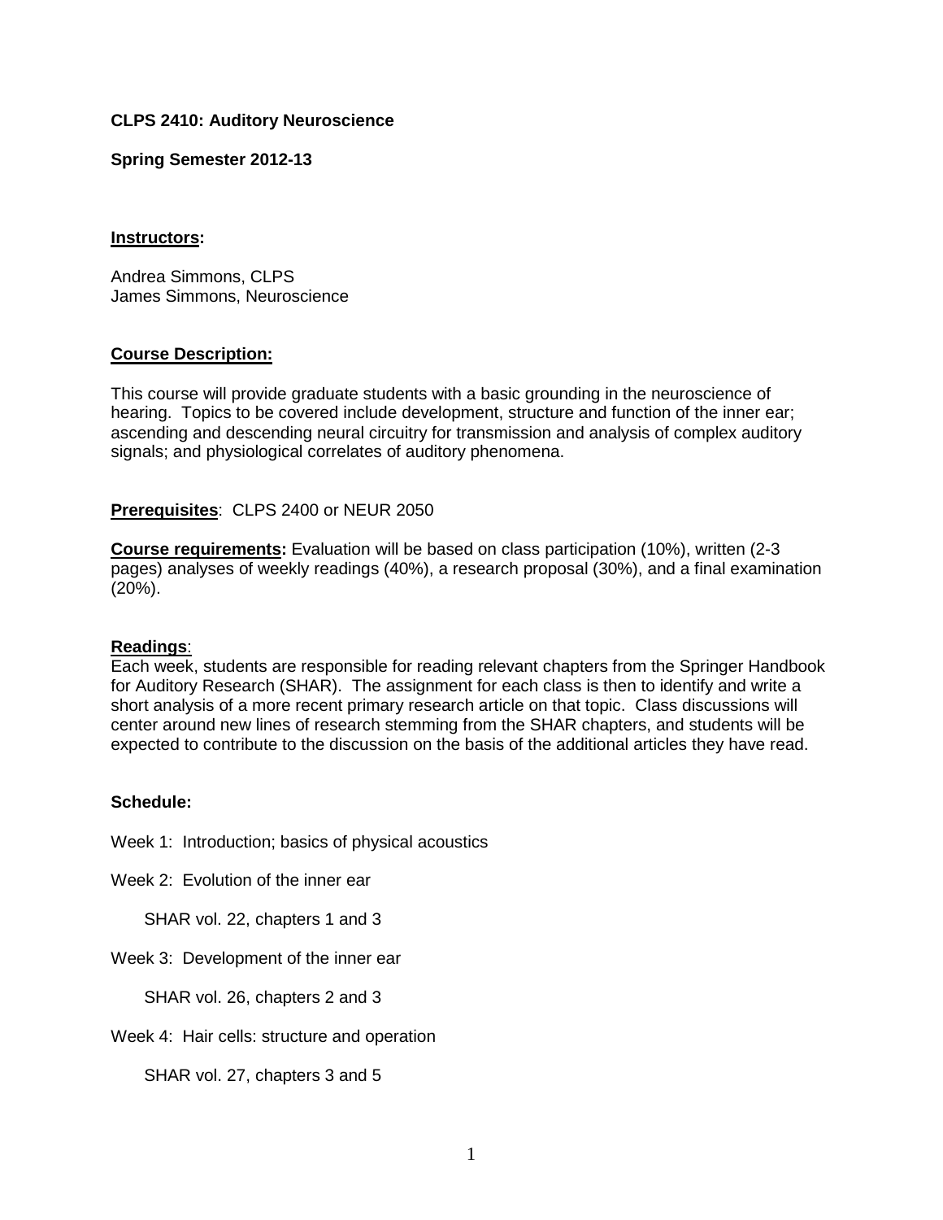**CLPS 2410: Auditory Neuroscience**

**Spring Semester 2012-13**

## Instructors:

Andrea Simmons, CLPS
James Simmons, Neuroscience

## Course Description:

This course will provide graduate students with a basic grounding in the neuroscience of hearing. Topics to be covered include development, structure and function of the inner ear; ascending and descending neural circuitry for transmission and analysis of complex auditory signals; and physiological correlates of auditory phenomena.

**Prerequisites**: CLPS 2400 or NEUR 2050

**Course requirements:** Evaluation will be based on class participation (10%), written (2-3 pages) analyses of weekly readings (40%), a research proposal (30%), and a final examination (20%).

## Readings:

Each week, students are responsible for reading relevant chapters from the Springer Handbook for Auditory Research (SHAR). The assignment for each class is then to identify and write a short analysis of a more recent primary research article on that topic. Class discussions will center around new lines of research stemming from the SHAR chapters, and students will be expected to contribute to the discussion on the basis of the additional articles they have read.

**Schedule:**

Week 1: Introduction; basics of physical acoustics

Week 2: Evolution of the inner ear

SHAR vol. 22, chapters 1 and 3

Week 3: Development of the inner ear

SHAR vol. 26, chapters 2 and 3

Week 4: Hair cells: structure and operation

SHAR vol. 27, chapters 3 and 5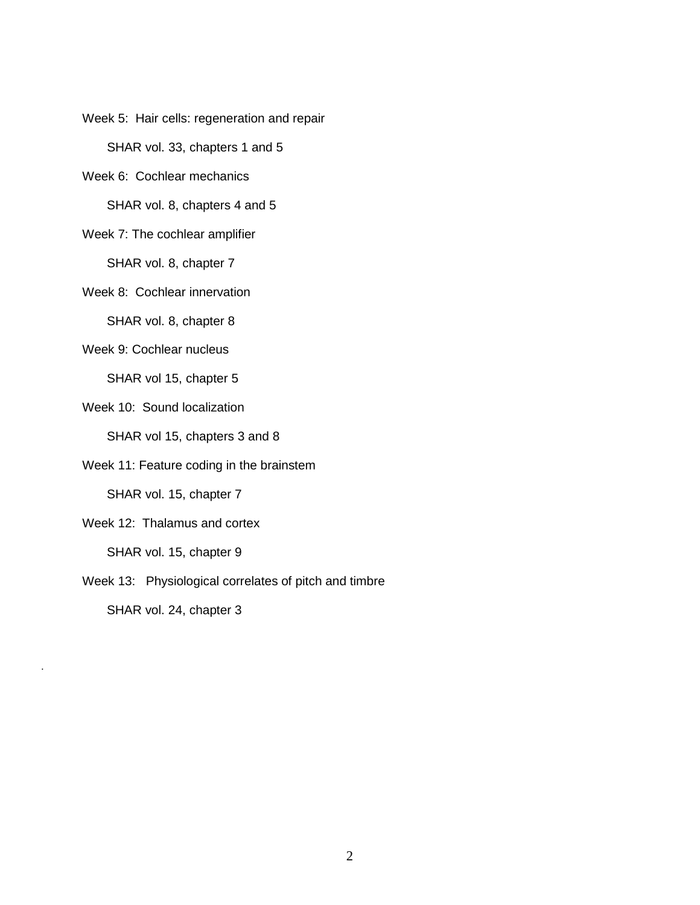Week 5: Hair cells: regeneration and repair

SHAR vol. 33, chapters 1 and 5

Week 6: Cochlear mechanics

SHAR vol. 8, chapters 4 and 5

Week 7: The cochlear amplifier

SHAR vol. 8, chapter 7

Week 8: Cochlear innervation

SHAR vol. 8, chapter 8

Week 9: Cochlear nucleus

SHAR vol 15, chapter 5

Week 10: Sound localization

SHAR vol 15, chapters 3 and 8

Week 11: Feature coding in the brainstem

SHAR vol. 15, chapter 7

Week 12: Thalamus and cortex

SHAR vol. 15, chapter 9

Week 13: Physiological correlates of pitch and timbre

SHAR vol. 24, chapter 3